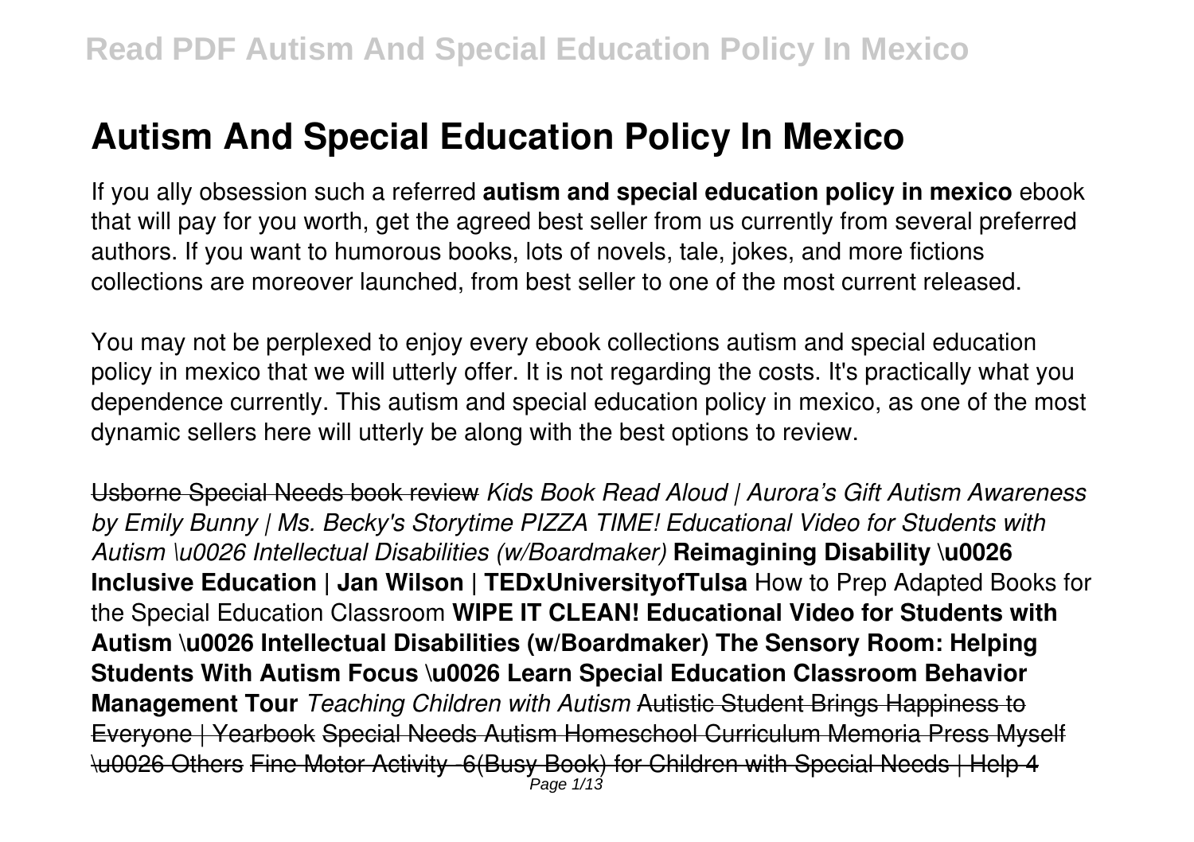# Autism And Special Education Policy In Mexico

If you ally obsession such a referred **autism and special education policy in mexico** ebook that will pay for you worth, get the agreed best seller from us currently from several preferred authors. If you want to humorous books, lots of novels, tale, jokes, and more fictions collections are moreover launched, from best seller to one of the most current released.

You may not be perplexed to enjoy every ebook collections autism and special education policy in mexico that we will utterly offer. It is not regarding the costs. It's practically what you dependence currently. This autism and special education policy in mexico, as one of the most dynamic sellers here will utterly be along with the best options to review.

Usborne Special Needs book review *Kids Book Read Aloud | Aurora's Gift Autism Awareness by Emily Bunny | Ms. Becky's Storytime PIZZA TIME! Educational Video for Students with Autism \u0026 Intellectual Disabilities (w/Boardmaker)* **Reimagining Disability \u0026 Inclusive Education | Jan Wilson | TEDxUniversityofTulsa** How to Prep Adapted Books for the Special Education Classroom **WIPE IT CLEAN! Educational Video for Students with Autism \u0026 Intellectual Disabilities (w/Boardmaker) The Sensory Room: Helping Students With Autism Focus \u0026 Learn Special Education Classroom Behavior Management Tour** *Teaching Children with Autism* Autistic Student Brings Happiness to Everyone | Yearbook Special Needs Autism Homeschool Curriculum Memoria Press Myself \u0026 Others Fine Motor Activity -6(Busy Book) for Children with Special Needs | Help 4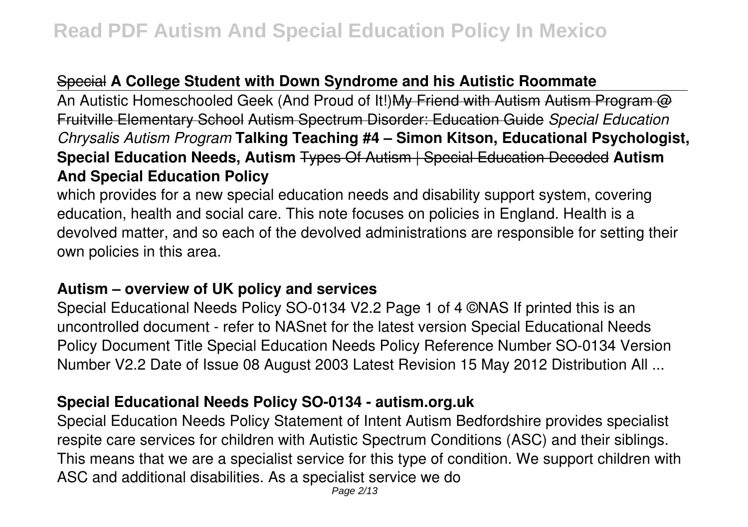~~Special~~ **A College Student with Down Syndrome and his Autistic Roommate**

An Autistic Homeschooled Geek (And Proud of It!)~~My Friend with Autism~~ ~~Autism Program @ Fruitville Elementary School~~ ~~Autism Spectrum Disorder: Education Guide~~ *Special Education Chrysalis Autism Program* **Talking Teaching #4 – Simon Kitson, Educational Psychologist, Special Education Needs, Autism** ~~Types Of Autism | Special Education Decoded~~ **Autism And Special Education Policy**

which provides for a new special education needs and disability support system, covering education, health and social care. This note focuses on policies in England. Health is a devolved matter, and so each of the devolved administrations are responsible for setting their own policies in this area.

## Autism – overview of UK policy and services

Special Educational Needs Policy SO-0134 V2.2 Page 1 of 4 ©NAS If printed this is an uncontrolled document - refer to NASnet for the latest version Special Educational Needs Policy Document Title Special Education Needs Policy Reference Number SO-0134 Version Number V2.2 Date of Issue 08 August 2003 Latest Revision 15 May 2012 Distribution All ...

## Special Educational Needs Policy SO-0134 - autism.org.uk

Special Education Needs Policy Statement of Intent Autism Bedfordshire provides specialist respite care services for children with Autistic Spectrum Conditions (ASC) and their siblings. This means that we are a specialist service for this type of condition. We support children with ASC and additional disabilities. As a specialist service we do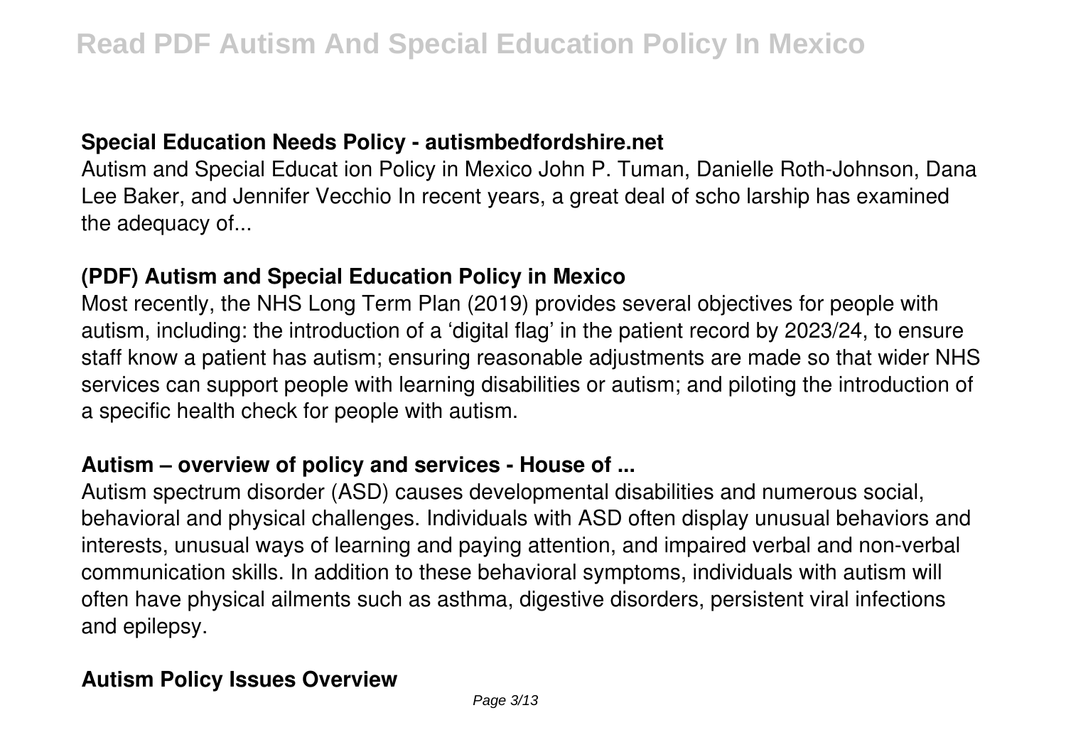## Special Education Needs Policy - autismbedfordshire.net

Autism and Special Educat ion Policy in Mexico John P. Tuman, Danielle Roth-Johnson, Dana Lee Baker, and Jennifer Vecchio In recent years, a great deal of scho larship has examined the adequacy of...

## (PDF) Autism and Special Education Policy in Mexico

Most recently, the NHS Long Term Plan (2019) provides several objectives for people with autism, including: the introduction of a 'digital flag' in the patient record by 2023/24, to ensure staff know a patient has autism; ensuring reasonable adjustments are made so that wider NHS services can support people with learning disabilities or autism; and piloting the introduction of a specific health check for people with autism.

## Autism – overview of policy and services - House of ...

Autism spectrum disorder (ASD) causes developmental disabilities and numerous social, behavioral and physical challenges. Individuals with ASD often display unusual behaviors and interests, unusual ways of learning and paying attention, and impaired verbal and non-verbal communication skills. In addition to these behavioral symptoms, individuals with autism will often have physical ailments such as asthma, digestive disorders, persistent viral infections and epilepsy.

## Autism Policy Issues Overview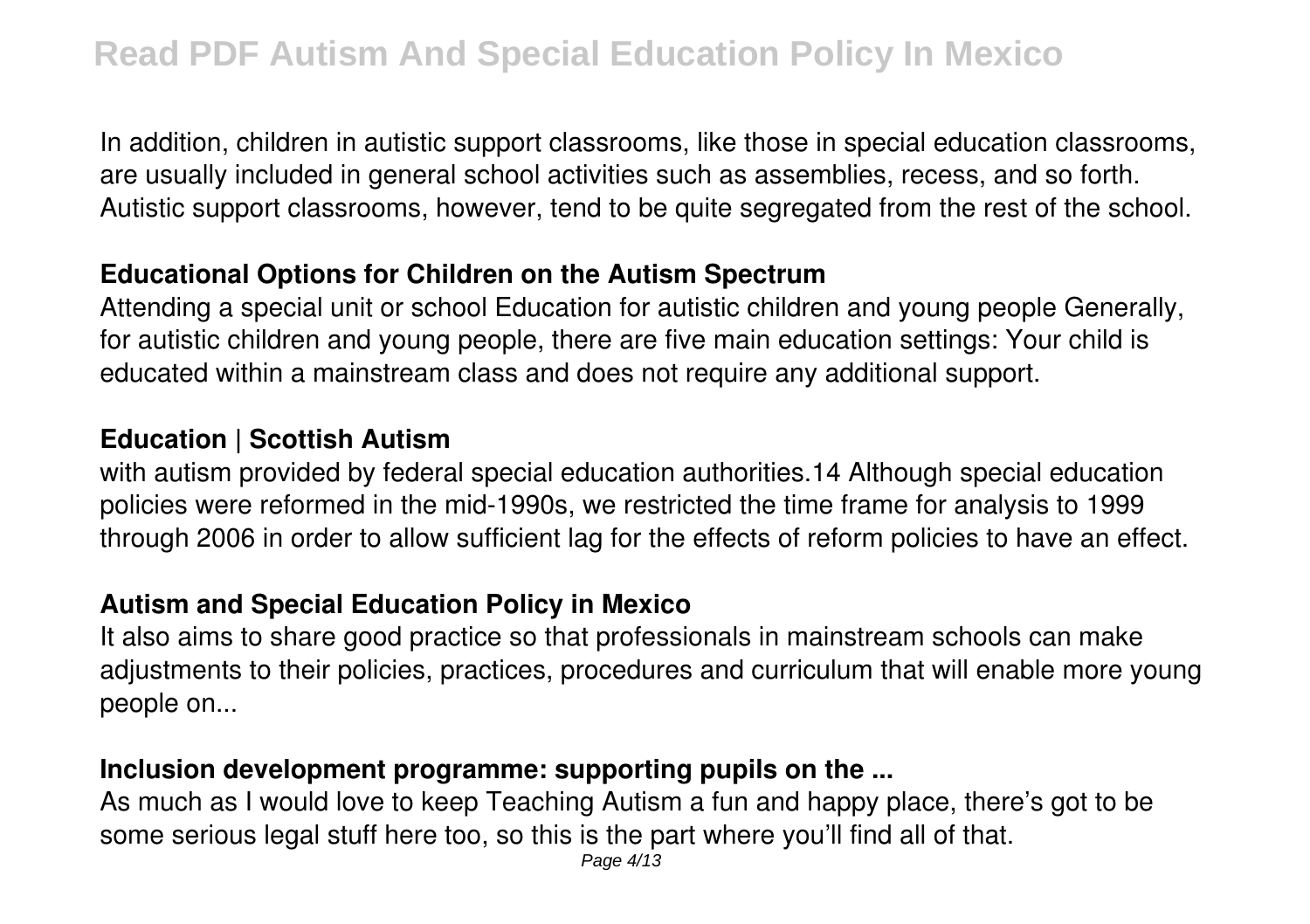In addition, children in autistic support classrooms, like those in special education classrooms, are usually included in general school activities such as assemblies, recess, and so forth. Autistic support classrooms, however, tend to be quite segregated from the rest of the school.

### Educational Options for Children on the Autism Spectrum

Attending a special unit or school Education for autistic children and young people Generally, for autistic children and young people, there are five main education settings: Your child is educated within a mainstream class and does not require any additional support.

### Education | Scottish Autism

with autism provided by federal special education authorities.14 Although special education policies were reformed in the mid-1990s, we restricted the time frame for analysis to 1999 through 2006 in order to allow sufficient lag for the effects of reform policies to have an effect.

### Autism and Special Education Policy in Mexico

It also aims to share good practice so that professionals in mainstream schools can make adjustments to their policies, practices, procedures and curriculum that will enable more young people on...

### Inclusion development programme: supporting pupils on the ...

As much as I would love to keep Teaching Autism a fun and happy place, there's got to be some serious legal stuff here too, so this is the part where you'll find all of that.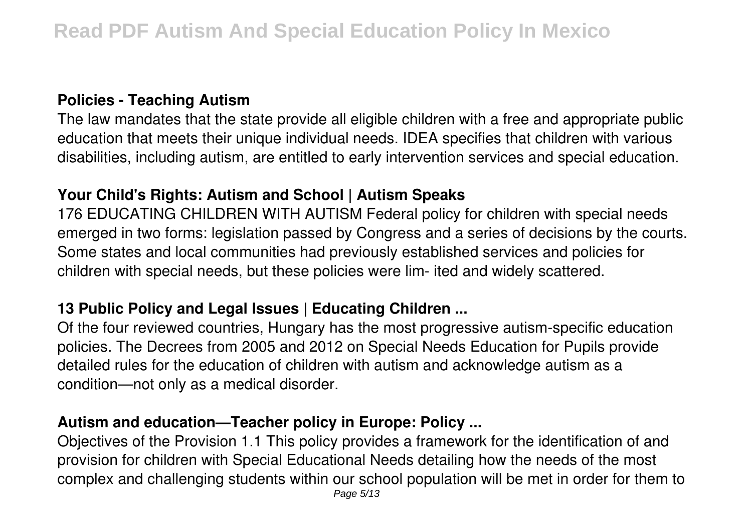### Policies - Teaching Autism

The law mandates that the state provide all eligible children with a free and appropriate public education that meets their unique individual needs. IDEA specifies that children with various disabilities, including autism, are entitled to early intervention services and special education.

### Your Child's Rights: Autism and School | Autism Speaks

176 EDUCATING CHILDREN WITH AUTISM Federal policy for children with special needs emerged in two forms: legislation passed by Congress and a series of decisions by the courts. Some states and local communities had previously established services and policies for children with special needs, but these policies were lim- ited and widely scattered.

### 13 Public Policy and Legal Issues | Educating Children ...

Of the four reviewed countries, Hungary has the most progressive autism-specific education policies. The Decrees from 2005 and 2012 on Special Needs Education for Pupils provide detailed rules for the education of children with autism and acknowledge autism as a condition—not only as a medical disorder.

### Autism and education—Teacher policy in Europe: Policy ...

Objectives of the Provision 1.1 This policy provides a framework for the identification of and provision for children with Special Educational Needs detailing how the needs of the most complex and challenging students within our school population will be met in order for them to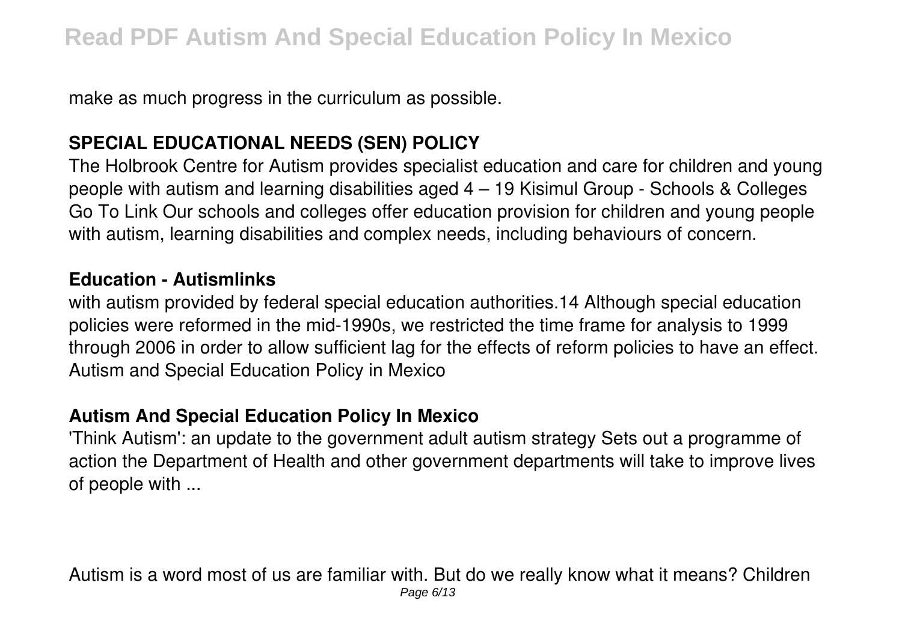make as much progress in the curriculum as possible.

**SPECIAL EDUCATIONAL NEEDS (SEN) POLICY**

The Holbrook Centre for Autism provides specialist education and care for children and young people with autism and learning disabilities aged 4 – 19 Kisimul Group - Schools & Colleges Go To Link Our schools and colleges offer education provision for children and young people with autism, learning disabilities and complex needs, including behaviours of concern.

**Education - Autismlinks**

with autism provided by federal special education authorities.14 Although special education policies were reformed in the mid-1990s, we restricted the time frame for analysis to 1999 through 2006 in order to allow sufficient lag for the effects of reform policies to have an effect. Autism and Special Education Policy in Mexico

**Autism And Special Education Policy In Mexico**

'Think Autism': an update to the government adult autism strategy Sets out a programme of action the Department of Health and other government departments will take to improve lives of people with ...

Autism is a word most of us are familiar with. But do we really know what it means? Children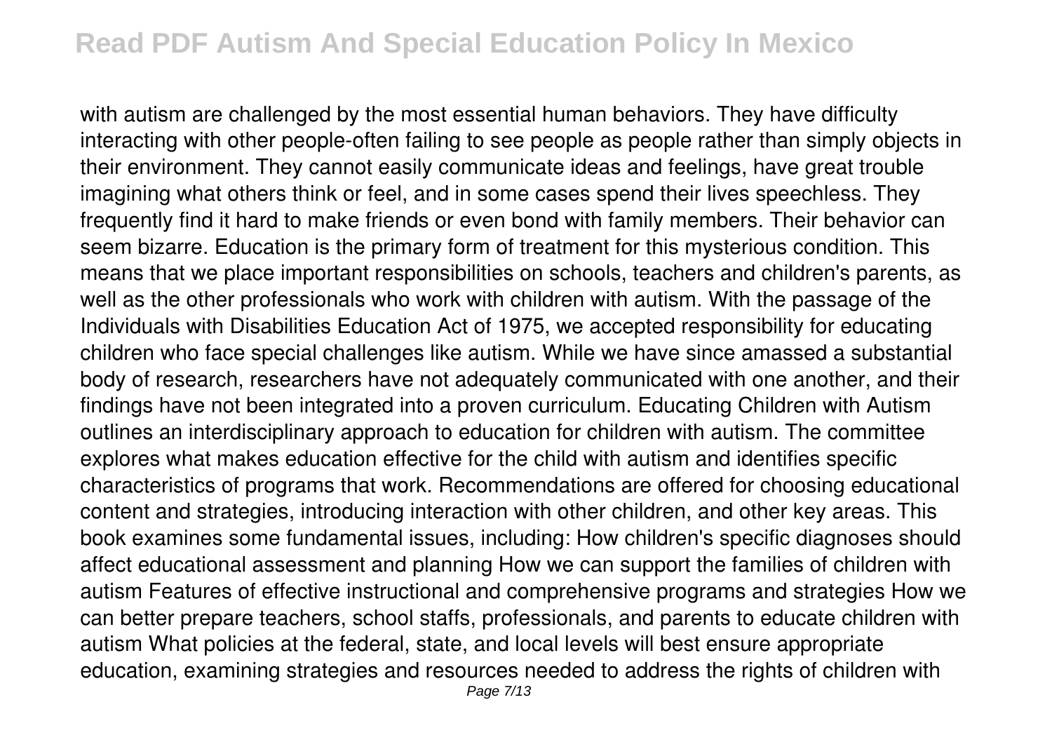with autism are challenged by the most essential human behaviors. They have difficulty interacting with other people-often failing to see people as people rather than simply objects in their environment. They cannot easily communicate ideas and feelings, have great trouble imagining what others think or feel, and in some cases spend their lives speechless. They frequently find it hard to make friends or even bond with family members. Their behavior can seem bizarre. Education is the primary form of treatment for this mysterious condition. This means that we place important responsibilities on schools, teachers and children's parents, as well as the other professionals who work with children with autism. With the passage of the Individuals with Disabilities Education Act of 1975, we accepted responsibility for educating children who face special challenges like autism. While we have since amassed a substantial body of research, researchers have not adequately communicated with one another, and their findings have not been integrated into a proven curriculum. Educating Children with Autism outlines an interdisciplinary approach to education for children with autism. The committee explores what makes education effective for the child with autism and identifies specific characteristics of programs that work. Recommendations are offered for choosing educational content and strategies, introducing interaction with other children, and other key areas. This book examines some fundamental issues, including: How children's specific diagnoses should affect educational assessment and planning How we can support the families of children with autism Features of effective instructional and comprehensive programs and strategies How we can better prepare teachers, school staffs, professionals, and parents to educate children with autism What policies at the federal, state, and local levels will best ensure appropriate education, examining strategies and resources needed to address the rights of children with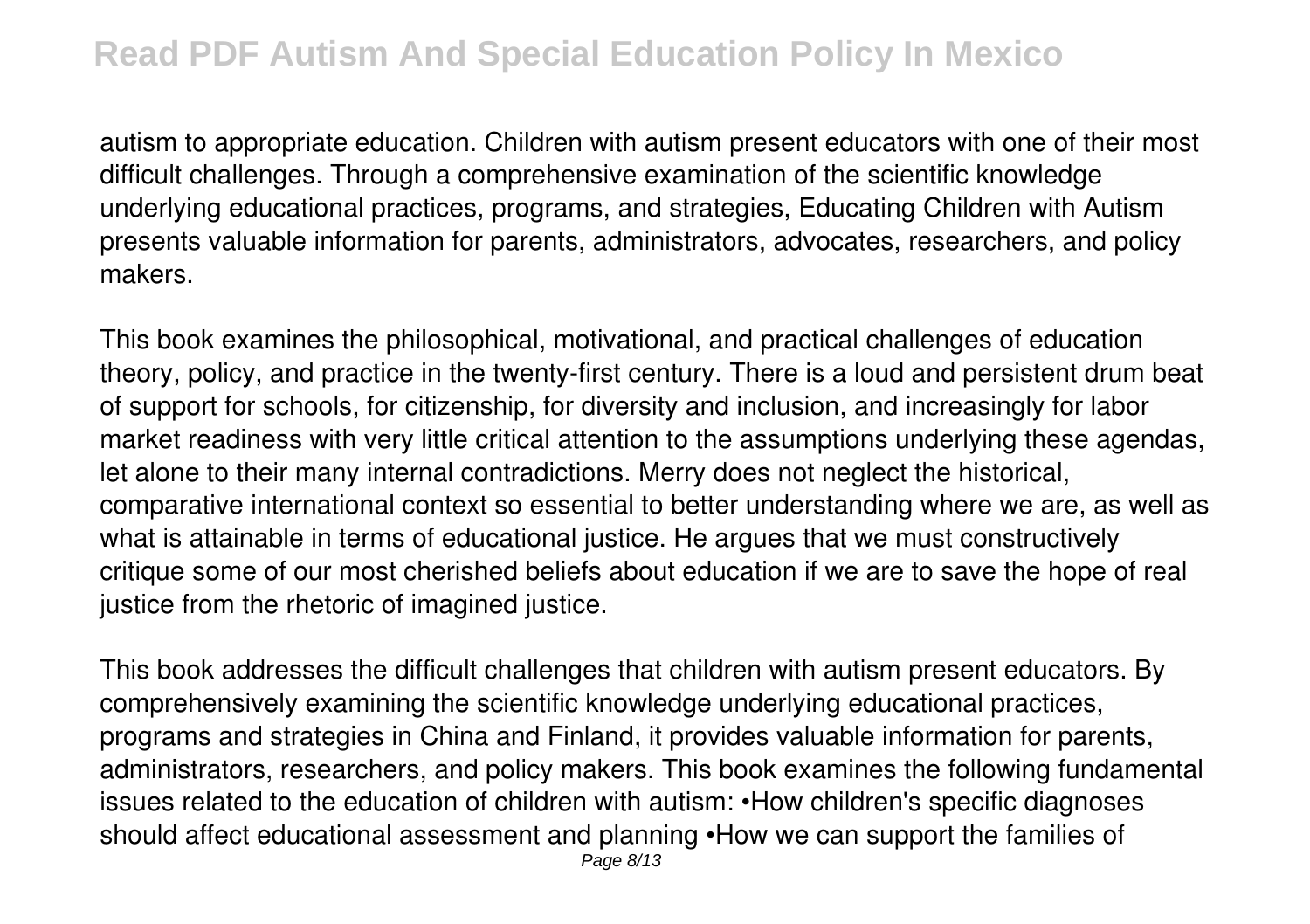autism to appropriate education. Children with autism present educators with one of their most difficult challenges. Through a comprehensive examination of the scientific knowledge underlying educational practices, programs, and strategies, Educating Children with Autism presents valuable information for parents, administrators, advocates, researchers, and policy makers.

This book examines the philosophical, motivational, and practical challenges of education theory, policy, and practice in the twenty-first century. There is a loud and persistent drum beat of support for schools, for citizenship, for diversity and inclusion, and increasingly for labor market readiness with very little critical attention to the assumptions underlying these agendas, let alone to their many internal contradictions. Merry does not neglect the historical, comparative international context so essential to better understanding where we are, as well as what is attainable in terms of educational justice. He argues that we must constructively critique some of our most cherished beliefs about education if we are to save the hope of real justice from the rhetoric of imagined justice.

This book addresses the difficult challenges that children with autism present educators. By comprehensively examining the scientific knowledge underlying educational practices, programs and strategies in China and Finland, it provides valuable information for parents, administrators, researchers, and policy makers. This book examines the following fundamental issues related to the education of children with autism: •How children's specific diagnoses should affect educational assessment and planning •How we can support the families of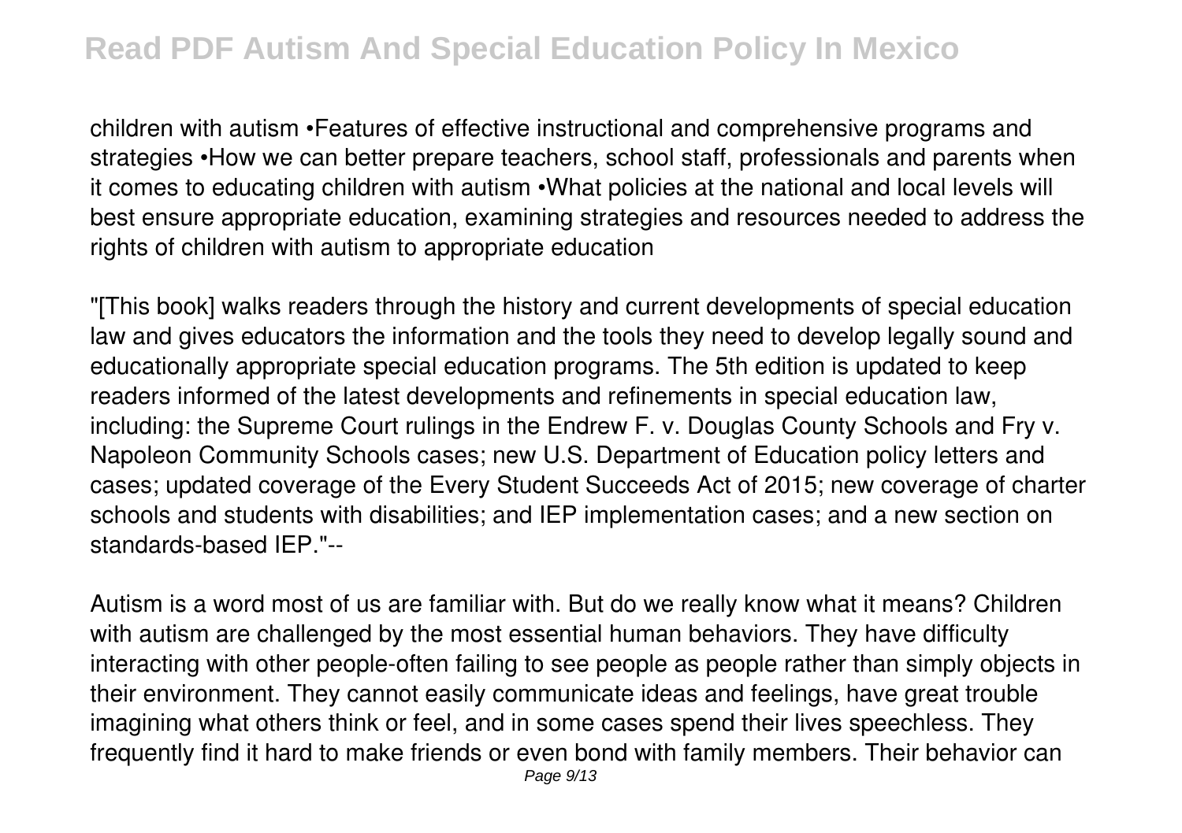children with autism •Features of effective instructional and comprehensive programs and strategies •How we can better prepare teachers, school staff, professionals and parents when it comes to educating children with autism •What policies at the national and local levels will best ensure appropriate education, examining strategies and resources needed to address the rights of children with autism to appropriate education

"[This book] walks readers through the history and current developments of special education law and gives educators the information and the tools they need to develop legally sound and educationally appropriate special education programs. The 5th edition is updated to keep readers informed of the latest developments and refinements in special education law, including: the Supreme Court rulings in the Endrew F. v. Douglas County Schools and Fry v. Napoleon Community Schools cases; new U.S. Department of Education policy letters and cases; updated coverage of the Every Student Succeeds Act of 2015; new coverage of charter schools and students with disabilities; and IEP implementation cases; and a new section on standards-based IEP."--

Autism is a word most of us are familiar with. But do we really know what it means? Children with autism are challenged by the most essential human behaviors. They have difficulty interacting with other people-often failing to see people as people rather than simply objects in their environment. They cannot easily communicate ideas and feelings, have great trouble imagining what others think or feel, and in some cases spend their lives speechless. They frequently find it hard to make friends or even bond with family members. Their behavior can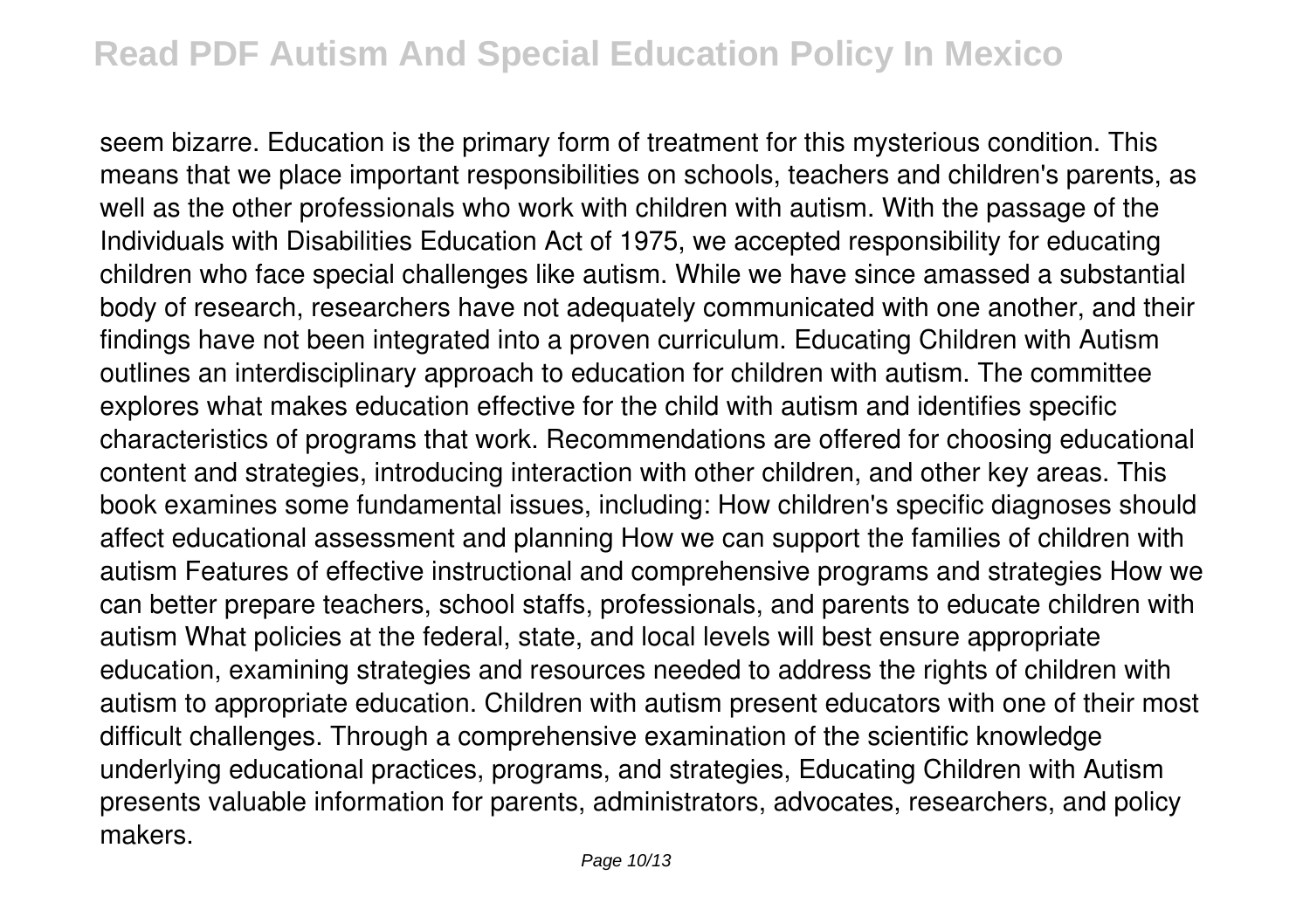seem bizarre. Education is the primary form of treatment for this mysterious condition. This means that we place important responsibilities on schools, teachers and children's parents, as well as the other professionals who work with children with autism. With the passage of the Individuals with Disabilities Education Act of 1975, we accepted responsibility for educating children who face special challenges like autism. While we have since amassed a substantial body of research, researchers have not adequately communicated with one another, and their findings have not been integrated into a proven curriculum. Educating Children with Autism outlines an interdisciplinary approach to education for children with autism. The committee explores what makes education effective for the child with autism and identifies specific characteristics of programs that work. Recommendations are offered for choosing educational content and strategies, introducing interaction with other children, and other key areas. This book examines some fundamental issues, including: How children's specific diagnoses should affect educational assessment and planning How we can support the families of children with autism Features of effective instructional and comprehensive programs and strategies How we can better prepare teachers, school staffs, professionals, and parents to educate children with autism What policies at the federal, state, and local levels will best ensure appropriate education, examining strategies and resources needed to address the rights of children with autism to appropriate education. Children with autism present educators with one of their most difficult challenges. Through a comprehensive examination of the scientific knowledge underlying educational practices, programs, and strategies, Educating Children with Autism presents valuable information for parents, administrators, advocates, researchers, and policy makers.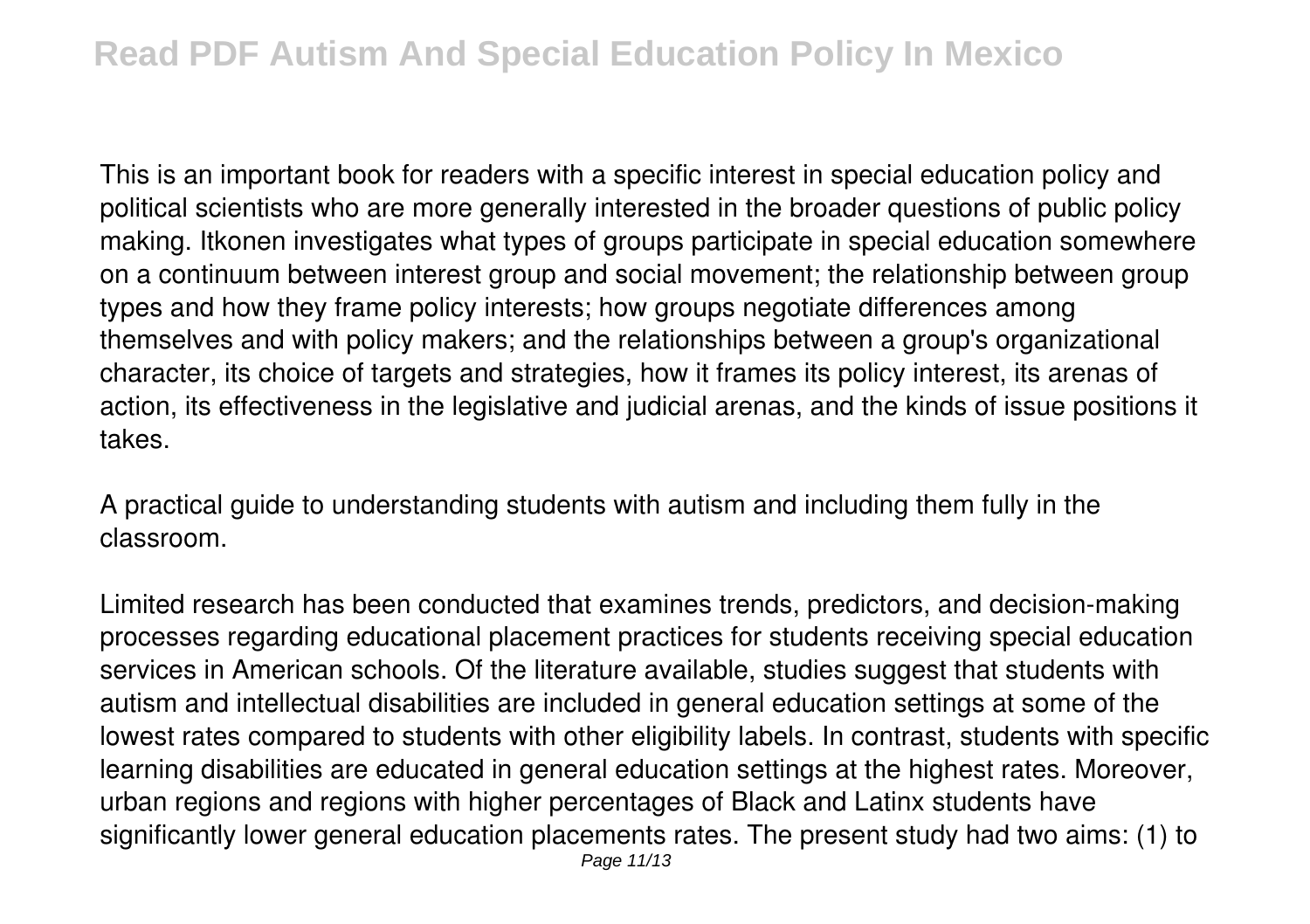This is an important book for readers with a specific interest in special education policy and political scientists who are more generally interested in the broader questions of public policy making. Itkonen investigates what types of groups participate in special education somewhere on a continuum between interest group and social movement; the relationship between group types and how they frame policy interests; how groups negotiate differences among themselves and with policy makers; and the relationships between a group's organizational character, its choice of targets and strategies, how it frames its policy interest, its arenas of action, its effectiveness in the legislative and judicial arenas, and the kinds of issue positions it takes.

A practical guide to understanding students with autism and including them fully in the classroom.

Limited research has been conducted that examines trends, predictors, and decision-making processes regarding educational placement practices for students receiving special education services in American schools. Of the literature available, studies suggest that students with autism and intellectual disabilities are included in general education settings at some of the lowest rates compared to students with other eligibility labels. In contrast, students with specific learning disabilities are educated in general education settings at the highest rates. Moreover, urban regions and regions with higher percentages of Black and Latinx students have significantly lower general education placements rates. The present study had two aims: (1) to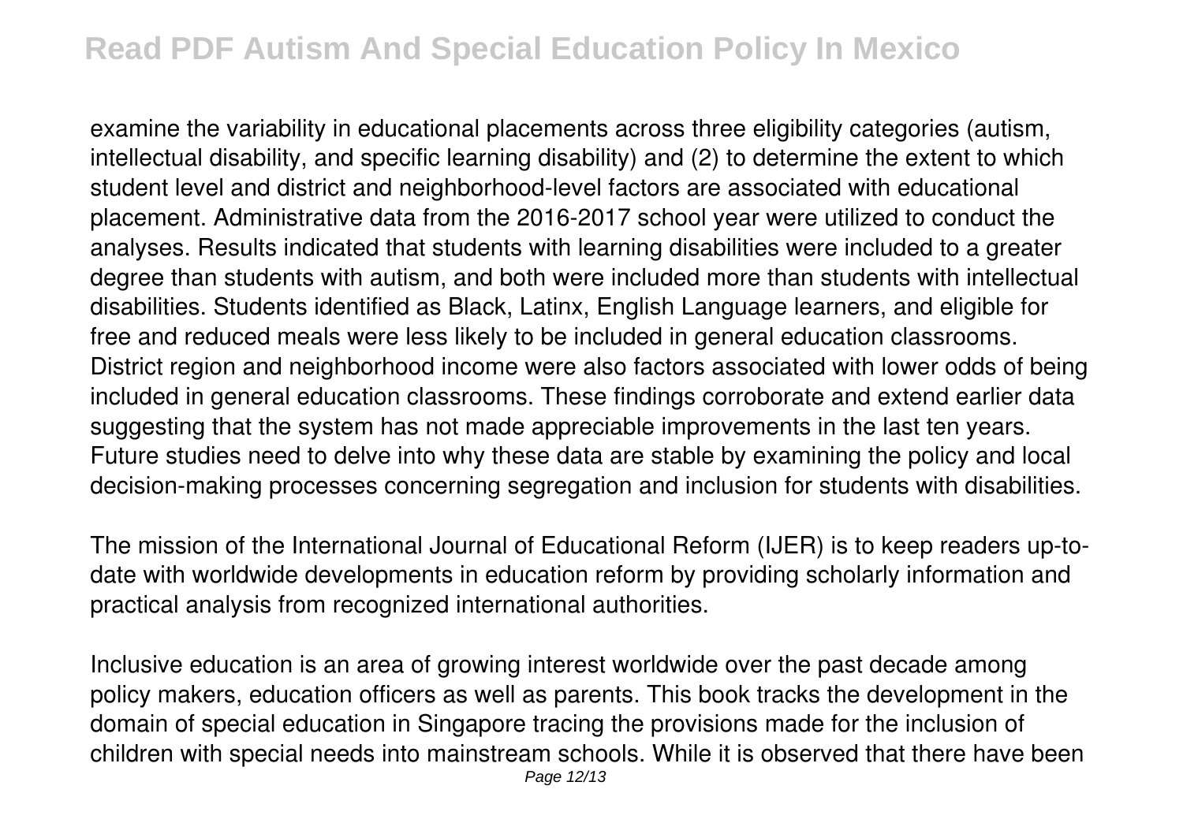examine the variability in educational placements across three eligibility categories (autism, intellectual disability, and specific learning disability) and (2) to determine the extent to which student level and district and neighborhood-level factors are associated with educational placement. Administrative data from the 2016-2017 school year were utilized to conduct the analyses. Results indicated that students with learning disabilities were included to a greater degree than students with autism, and both were included more than students with intellectual disabilities. Students identified as Black, Latinx, English Language learners, and eligible for free and reduced meals were less likely to be included in general education classrooms. District region and neighborhood income were also factors associated with lower odds of being included in general education classrooms. These findings corroborate and extend earlier data suggesting that the system has not made appreciable improvements in the last ten years. Future studies need to delve into why these data are stable by examining the policy and local decision-making processes concerning segregation and inclusion for students with disabilities.

The mission of the International Journal of Educational Reform (IJER) is to keep readers up-to-date with worldwide developments in education reform by providing scholarly information and practical analysis from recognized international authorities.

Inclusive education is an area of growing interest worldwide over the past decade among policy makers, education officers as well as parents. This book tracks the development in the domain of special education in Singapore tracing the provisions made for the inclusion of children with special needs into mainstream schools. While it is observed that there have been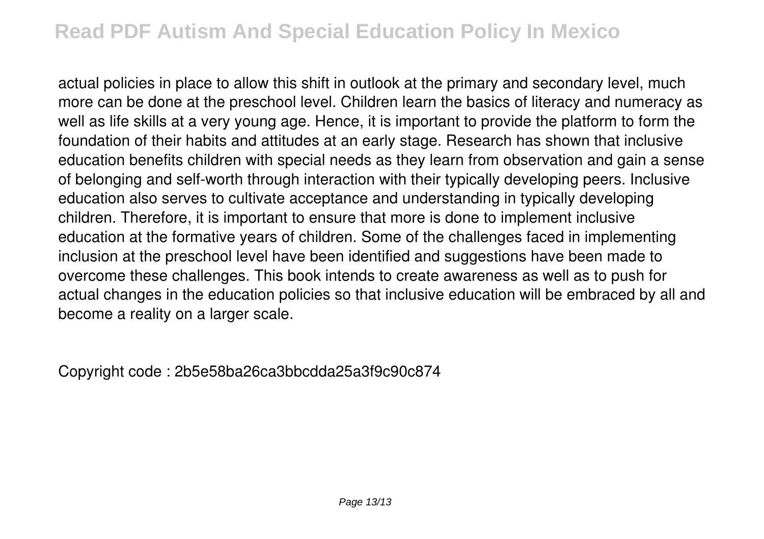actual policies in place to allow this shift in outlook at the primary and secondary level, much more can be done at the preschool level. Children learn the basics of literacy and numeracy as well as life skills at a very young age. Hence, it is important to provide the platform to form the foundation of their habits and attitudes at an early stage. Research has shown that inclusive education benefits children with special needs as they learn from observation and gain a sense of belonging and self-worth through interaction with their typically developing peers. Inclusive education also serves to cultivate acceptance and understanding in typically developing children. Therefore, it is important to ensure that more is done to implement inclusive education at the formative years of children. Some of the challenges faced in implementing inclusion at the preschool level have been identified and suggestions have been made to overcome these challenges. This book intends to create awareness as well as to push for actual changes in the education policies so that inclusive education will be embraced by all and become a reality on a larger scale.

Copyright code : 2b5e58ba26ca3bbcdda25a3f9c90c874